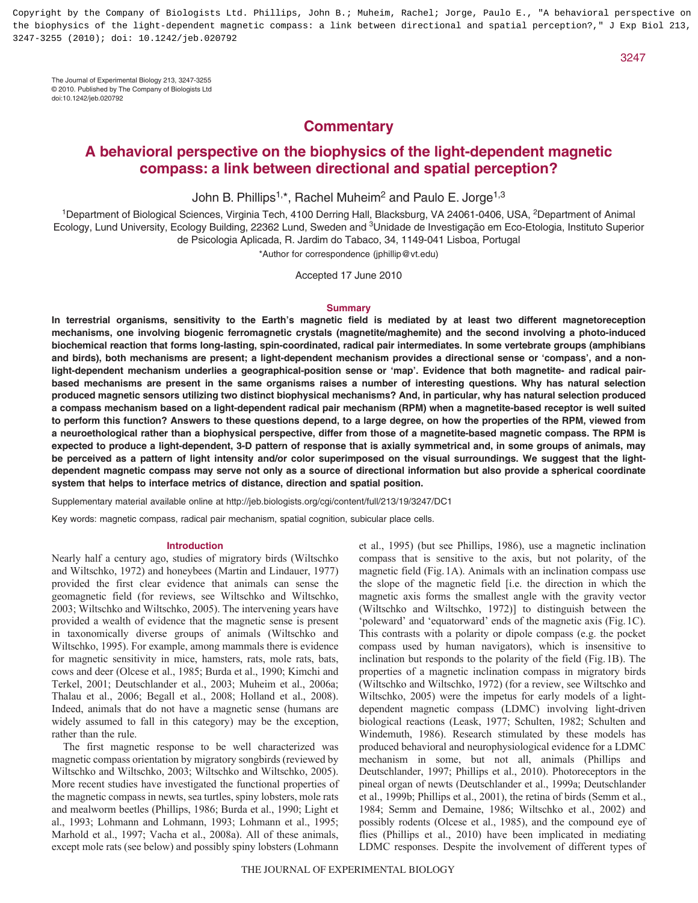Copyright by the Company of Biologists Ltd. Phillips, John B.; Muheim, Rachel; Jorge, Paulo E., "A behavioral perspective on the biophysics of the light-dependent magnetic compass: a link between directional and spatial perception?," J Exp Biol 213, 3247-3255 (2010); doi: 10.1242/jeb.020792

The Journal of Experimental Biology 213, 3247-3255
© 2010. Published by The Company of Biologists Ltd
doi:10.1242/jeb.020792

## Commentary

# A behavioral perspective on the biophysics of the light-dependent magnetic compass: a link between directional and spatial perception?

John B. Phillips[1,*], Rachel Muheim[2] and Paulo E. Jorge[1,3]

[1]Department of Biological Sciences, Virginia Tech, 4100 Derring Hall, Blacksburg, VA 24061-0406, USA, [2]Department of Animal Ecology, Lund University, Ecology Building, 22362 Lund, Sweden and [3]Unidade de Investigação em Eco-Etologia, Instituto Superior de Psicologia Aplicada, R. Jardim do Tabaco, 34, 1149-041 Lisboa, Portugal

*Author for correspondence (jphillip@vt.edu)

Accepted 17 June 2010

## Summary

**In terrestrial organisms, sensitivity to the Earth's magnetic field is mediated by at least two different magnetoreception mechanisms, one involving biogenic ferromagnetic crystals (magnetite/maghemite) and the second involving a photo-induced biochemical reaction that forms long-lasting, spin-coordinated, radical pair intermediates. In some vertebrate groups (amphibians and birds), both mechanisms are present; a light-dependent mechanism provides a directional sense or 'compass', and a non-light-dependent mechanism underlies a geographical-position sense or 'map'. Evidence that both magnetite- and radical pair-based mechanisms are present in the same organisms raises a number of interesting questions. Why has natural selection produced magnetic sensors utilizing two distinct biophysical mechanisms? And, in particular, why has natural selection produced a compass mechanism based on a light-dependent radical pair mechanism (RPM) when a magnetite-based receptor is well suited to perform this function? Answers to these questions depend, to a large degree, on how the properties of the RPM, viewed from a neuroethological rather than a biophysical perspective, differ from those of a magnetite-based magnetic compass. The RPM is expected to produce a light-dependent, 3-D pattern of response that is axially symmetrical and, in some groups of animals, may be perceived as a pattern of light intensity and/or color superimposed on the visual surroundings. We suggest that the light-dependent magnetic compass may serve not only as a source of directional information but also provide a spherical coordinate system that helps to interface metrics of distance, direction and spatial position.**

Supplementary material available online at http://jeb.biologists.org/cgi/content/full/213/19/3247/DC1

Key words: magnetic compass, radical pair mechanism, spatial cognition, subicular place cells.

## Introduction

Nearly half a century ago, studies of migratory birds (Wiltschko and Wiltschko, 1972) and honeybees (Martin and Lindauer, 1977) provided the first clear evidence that animals can sense the geomagnetic field (for reviews, see Wiltschko and Wiltschko, 2003; Wiltschko and Wiltschko, 2005). The intervening years have provided a wealth of evidence that the magnetic sense is present in taxonomically diverse groups of animals (Wiltschko and Wiltschko, 1995). For example, among mammals there is evidence for magnetic sensitivity in mice, hamsters, rats, mole rats, bats, cows and deer (Olcese et al., 1985; Burda et al., 1990; Kimchi and Terkel, 2001; Deutschlander et al., 2003; Muheim et al., 2006a; Thalau et al., 2006; Begall et al., 2008; Holland et al., 2008). Indeed, animals that do not have a magnetic sense (humans are widely assumed to fall in this category) may be the exception, rather than the rule.

The first magnetic response to be well characterized was magnetic compass orientation by migratory songbirds (reviewed by Wiltschko and Wiltschko, 2003; Wiltschko and Wiltschko, 2005). More recent studies have investigated the functional properties of the magnetic compass in newts, sea turtles, spiny lobsters, mole rats and mealworm beetles (Phillips, 1986; Burda et al., 1990; Light et al., 1993; Lohmann and Lohmann, 1993; Lohmann et al., 1995; Marhold et al., 1997; Vacha et al., 2008a). All of these animals, except mole rats (see below) and possibly spiny lobsters (Lohmann et al., 1995) (but see Phillips, 1986), use a magnetic inclination compass that is sensitive to the axis, but not polarity, of the magnetic field (Fig. 1A). Animals with an inclination compass use the slope of the magnetic field [i.e. the direction in which the magnetic axis forms the smallest angle with the gravity vector (Wiltschko and Wiltschko, 1972)] to distinguish between the 'poleward' and 'equatorward' ends of the magnetic axis (Fig. 1C). This contrasts with a polarity or dipole compass (e.g. the pocket compass used by human navigators), which is insensitive to inclination but responds to the polarity of the field (Fig. 1B). The properties of a magnetic inclination compass in migratory birds (Wiltschko and Wiltschko, 1972) (for a review, see Wiltschko and Wiltschko, 2005) were the impetus for early models of a light-dependent magnetic compass (LDMC) involving light-driven biological reactions (Leask, 1977; Schulten, 1982; Schulten and Windemuth, 1986). Research stimulated by these models has produced behavioral and neurophysiological evidence for a LDMC mechanism in some, but not all, animals (Phillips and Deutschlander, 1997; Phillips et al., 2010). Photoreceptors in the pineal organ of newts (Deutschlander et al., 1999a; Deutschlander et al., 1999b; Phillips et al., 2001), the retina of birds (Semm et al., 1984; Semm and Demaine, 1986; Wiltschko et al., 2002) and possibly rodents (Olcese et al., 1985), and the compound eye of flies (Phillips et al., 2010) have been implicated in mediating LDMC responses. Despite the involvement of different types of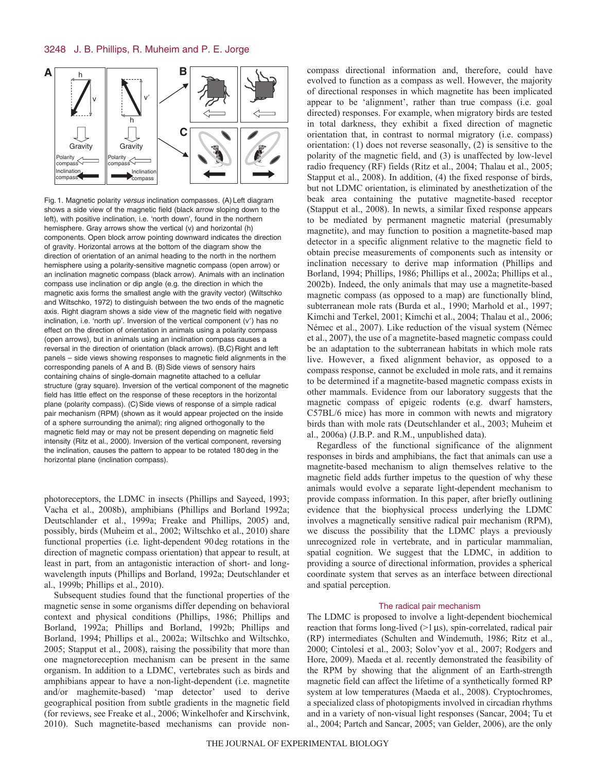Fig. 1. Magnetic polarity *versus* inclination compasses. (A) Left diagram shows a side view of the magnetic field (black arrow sloping down to the left), with positive inclination, i.e. 'north down', found in the northern hemisphere. Gray arrows show the vertical (v) and horizontal (h) components. Open block arrow pointing downward indicates the direction of gravity. Horizontal arrows at the bottom of the diagram show the direction of orientation of an animal heading to the north in the northern hemisphere using a polarity-sensitive magnetic compass (open arrow) or an inclination magnetic compass (black arrow). Animals with an inclination compass use inclination or dip angle (e.g. the direction in which the magnetic axis forms the smallest angle with the gravity vector) (Wiltschko and Wiltschko, 1972) to distinguish between the two ends of the magnetic axis. Right diagram shows a side view of the magnetic field with negative inclination, i.e. 'north up'. Inversion of the vertical component (v′) has no effect on the direction of orientation in animals using a polarity compass (open arrows), but in animals using an inclination compass causes a reversal in the direction of orientation (black arrows). (B,C) Right and left panels – side views showing responses to magnetic field alignments in the corresponding panels of A and B. (B) Side views of sensory hairs containing chains of single-domain magnetite attached to a cellular structure (gray square). Inversion of the vertical component of the magnetic field has little effect on the response of these receptors in the horizontal plane (polarity compass). (C) Side views of response of a simple radical pair mechanism (RPM) (shown as it would appear projected on the inside of a sphere surrounding the animal); ring aligned orthogonally to the magnetic field may or may not be present depending on magnetic field intensity (Ritz et al., 2000). Inversion of the vertical component, reversing the inclination, causes the pattern to appear to be rotated 180 deg in the horizontal plane (inclination compass).

photoreceptors, the LDMC in insects (Phillips and Sayeed, 1993; Vacha et al., 2008b), amphibians (Phillips and Borland 1992a; Deutschlander et al., 1999a; Freake and Phillips, 2005) and, possibly, birds (Muheim et al., 2002; Wiltschko et al., 2010) share functional properties (i.e. light-dependent 90 deg rotations in the direction of magnetic compass orientation) that appear to result, at least in part, from an antagonistic interaction of short- and long-wavelength inputs (Phillips and Borland, 1992a; Deutschlander et al., 1999b; Phillips et al., 2010).

Subsequent studies found that the functional properties of the magnetic sense in some organisms differ depending on behavioral context and physical conditions (Phillips, 1986; Phillips and Borland, 1992a; Phillips and Borland, 1992b; Phillips and Borland, 1994; Phillips et al., 2002a; Wiltschko and Wiltschko, 2005; Stapput et al., 2008), raising the possibility that more than one magnetoreception mechanism can be present in the same organism. In addition to a LDMC, vertebrates such as birds and amphibians appear to have a non-light-dependent (i.e. magnetite and/or maghemite-based) 'map detector' used to derive geographical position from subtle gradients in the magnetic field (for reviews, see Freake et al., 2006; Winkelhofer and Kirschvink, 2010). Such magnetite-based mechanisms can provide non-compass directional information and, therefore, could have evolved to function as a compass as well. However, the majority of directional responses in which magnetite has been implicated appear to be 'alignment', rather than true compass (i.e. goal directed) responses. For example, when migratory birds are tested in total darkness, they exhibit a fixed direction of magnetic orientation that, in contrast to normal migratory (i.e. compass) orientation: (1) does not reverse seasonally, (2) is sensitive to the polarity of the magnetic field, and (3) is unaffected by low-level radio frequency (RF) fields (Ritz et al., 2004; Thalau et al., 2005; Stapput et al., 2008). In addition, (4) the fixed response of birds, but not LDMC orientation, is eliminated by anesthetization of the beak area containing the putative magnetite-based receptor (Stapput et al., 2008). In newts, a similar fixed response appears to be mediated by permanent magnetic material (presumably magnetite), and may function to position a magnetite-based map detector in a specific alignment relative to the magnetic field to obtain precise measurements of components such as intensity or inclination necessary to derive map information (Phillips and Borland, 1994; Phillips, 1986; Phillips et al., 2002a; Phillips et al., 2002b). Indeed, the only animals that may use a magnetite-based magnetic compass (as opposed to a map) are functionally blind, subterranean mole rats (Burda et al., 1990; Marhold et al., 1997; Kimchi and Terkel, 2001; Kimchi et al., 2004; Thalau et al., 2006; Némec et al., 2007). Like reduction of the visual system (Némec et al., 2007), the use of a magnetite-based magnetic compass could be an adaptation to the subterranean habitats in which mole rats live. However, a fixed alignment behavior, as opposed to a compass response, cannot be excluded in mole rats, and it remains to be determined if a magnetite-based magnetic compass exists in other mammals. Evidence from our laboratory suggests that the magnetic compass of epigeic rodents (e.g. dwarf hamsters, C57BL/6 mice) has more in common with newts and migratory birds than with mole rats (Deutschlander et al., 2003; Muheim et al., 2006a) (J.B.P. and R.M., unpublished data).

Regardless of the functional significance of the alignment responses in birds and amphibians, the fact that animals can use a magnetite-based mechanism to align themselves relative to the magnetic field adds further impetus to the question of why these animals would evolve a separate light-dependent mechanism to provide compass information. In this paper, after briefly outlining evidence that the biophysical process underlying the LDMC involves a magnetically sensitive radical pair mechanism (RPM), we discuss the possibility that the LDMC plays a previously unrecognized role in vertebrate, and in particular mammalian, spatial cognition. We suggest that the LDMC, in addition to providing a source of directional information, provides a spherical coordinate system that serves as an interface between directional and spatial perception.

## The radical pair mechanism

The LDMC is proposed to involve a light-dependent biochemical reaction that forms long-lived (>1 μs), spin-correlated, radical pair (RP) intermediates (Schulten and Windemuth, 1986; Ritz et al., 2000; Cintolesi et al., 2003; Solov'yov et al., 2007; Rodgers and Hore, 2009). Maeda et al. recently demonstrated the feasibility of the RPM by showing that the alignment of an Earth-strength magnetic field can affect the lifetime of a synthetically formed RP system at low temperatures (Maeda et al., 2008). Cryptochromes, a specialized class of photopigments involved in circadian rhythms and in a variety of non-visual light responses (Sancar, 2004; Tu et al., 2004; Partch and Sancar, 2005; van Gelder, 2006), are the only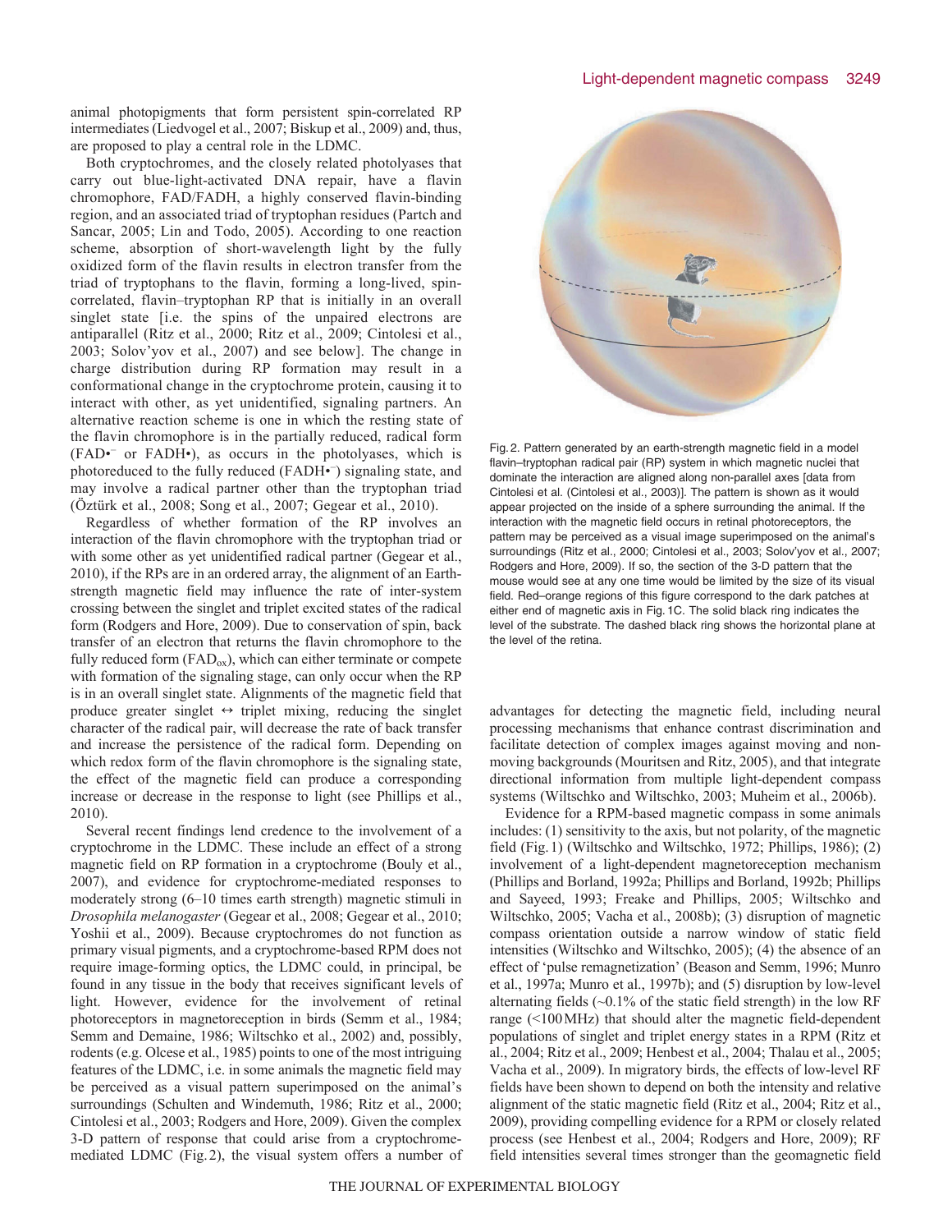animal photopigments that form persistent spin-correlated RP intermediates (Liedvogel et al., 2007; Biskup et al., 2009) and, thus, are proposed to play a central role in the LDMC.

Both cryptochromes, and the closely related photolyases that carry out blue-light-activated DNA repair, have a flavin chromophore, FAD/FADH, a highly conserved flavin-binding region, and an associated triad of tryptophan residues (Partch and Sancar, 2005; Lin and Todo, 2005). According to one reaction scheme, absorption of short-wavelength light by the fully oxidized form of the flavin results in electron transfer from the triad of tryptophans to the flavin, forming a long-lived, spin-correlated, flavin–tryptophan RP that is initially in an overall singlet state [i.e. the spins of the unpaired electrons are antiparallel (Ritz et al., 2000; Ritz et al., 2009; Cintolesi et al., 2003; Solov'yov et al., 2007) and see below]. The change in charge distribution during RP formation may result in a conformational change in the cryptochrome protein, causing it to interact with other, as yet unidentified, signaling partners. An alternative reaction scheme is one in which the resting state of the flavin chromophore is in the partially reduced, radical form ($FAD^{\bullet -}$ or $FADH^{\bullet}$), as occurs in the photolyases, which is photoreduced to the fully reduced ($FADH^{\bullet -}$) signaling state, and may involve a radical partner other than the tryptophan triad (Öztürk et al., 2008; Song et al., 2007; Gegear et al., 2010).

Regardless of whether formation of the RP involves an interaction of the flavin chromophore with the tryptophan triad or with some other as yet unidentified radical partner (Gegear et al., 2010), if the RPs are in an ordered array, the alignment of an Earth-strength magnetic field may influence the rate of inter-system crossing between the singlet and triplet excited states of the radical form (Rodgers and Hore, 2009). Due to conservation of spin, back transfer of an electron that returns the flavin chromophore to the fully reduced form ($FAD_{ox}$), which can either terminate or compete with formation of the signaling stage, can only occur when the RP is in an overall singlet state. Alignments of the magnetic field that produce greater singlet ↔ triplet mixing, reducing the singlet character of the radical pair, will decrease the rate of back transfer and increase the persistence of the radical form. Depending on which redox form of the flavin chromophore is the signaling state, the effect of the magnetic field can produce a corresponding increase or decrease in the response to light (see Phillips et al., 2010).

Several recent findings lend credence to the involvement of a cryptochrome in the LDMC. These include an effect of a strong magnetic field on RP formation in a cryptochrome (Bouly et al., 2007), and evidence for cryptochrome-mediated responses to moderately strong (6–10 times earth strength) magnetic stimuli in *Drosophila melanogaster* (Gegear et al., 2008; Gegear et al., 2010; Yoshii et al., 2009). Because cryptochromes do not function as primary visual pigments, and a cryptochrome-based RPM does not require image-forming optics, the LDMC could, in principle, be found in any tissue in the body that receives significant levels of light. However, evidence for the involvement of retinal photoreceptors in magnetoreception in birds (Semm et al., 1984; Semm and Demaine, 1986; Wiltschko et al., 2002) and, possibly, rodents (e.g. Olcese et al., 1985) points to one of the most intriguing features of the LDMC, i.e. in some animals the magnetic field may be perceived as a visual pattern superimposed on the animal's surroundings (Schulten and Windemuth, 1986; Ritz et al., 2000; Cintolesi et al., 2003; Rodgers and Hore, 2009). Given the complex 3-D pattern of response that could arise from a cryptochrome-mediated LDMC (Fig. 2), the visual system offers a number of advantages for detecting the magnetic field, including neural processing mechanisms that enhance contrast discrimination and facilitate detection of complex images against moving and non-moving backgrounds (Mouritsen and Ritz, 2005), and that integrate directional information from multiple light-dependent compass systems (Wiltschko and Wiltschko, 2003; Muheim et al., 2006b).

Fig. 2. Pattern generated by an earth-strength magnetic field in a model flavin–tryptophan radical pair (RP) system in which magnetic nuclei that dominate the interaction are aligned along non-parallel axes [data from Cintolesi et al. (Cintolesi et al., 2003)]. The pattern is shown as it would appear projected on the inside of a sphere surrounding the animal. If the interaction with the magnetic field occurs in retinal photoreceptors, the pattern may be perceived as a visual image superimposed on the animal's surroundings (Ritz et al., 2000; Cintolesi et al., 2003; Solov'yov et al., 2007; Rodgers and Hore, 2009). If so, the section of the 3-D pattern that the mouse would see at any one time would be limited by the size of its visual field. Red–orange regions of this figure correspond to the dark patches at either end of magnetic axis in Fig. 1C. The solid black ring indicates the level of the substrate. The dashed black ring shows the horizontal plane at the level of the retina.

Evidence for a RPM-based magnetic compass in some animals includes: (1) sensitivity to the axis, but not polarity, of the magnetic field (Fig. 1) (Wiltschko and Wiltschko, 1972; Phillips, 1986); (2) involvement of a light-dependent magnetoreception mechanism (Phillips and Borland, 1992a; Phillips and Borland, 1992b; Phillips and Sayeed, 1993; Freake and Phillips, 2005; Wiltschko and Wiltschko, 2005; Vacha et al., 2008b); (3) disruption of magnetic compass orientation outside a narrow window of static field intensities (Wiltschko and Wiltschko, 2005); (4) the absence of an effect of 'pulse remagnetization' (Beason and Semm, 1996; Munro et al., 1997a; Munro et al., 1997b); and (5) disruption by low-level alternating fields (~0.1% of the static field strength) in the low RF range (<100 MHz) that should alter the magnetic field-dependent populations of singlet and triplet energy states in a RPM (Ritz et al., 2004; Ritz et al., 2009; Henbest et al., 2004; Thalau et al., 2005; Vacha et al., 2009). In migratory birds, the effects of low-level RF fields have been shown to depend on both the intensity and relative alignment of the static magnetic field (Ritz et al., 2004; Ritz et al., 2009), providing compelling evidence for a RPM or closely related process (see Henbest et al., 2004; Rodgers and Hore, 2009); RF field intensities several times stronger than the geomagnetic field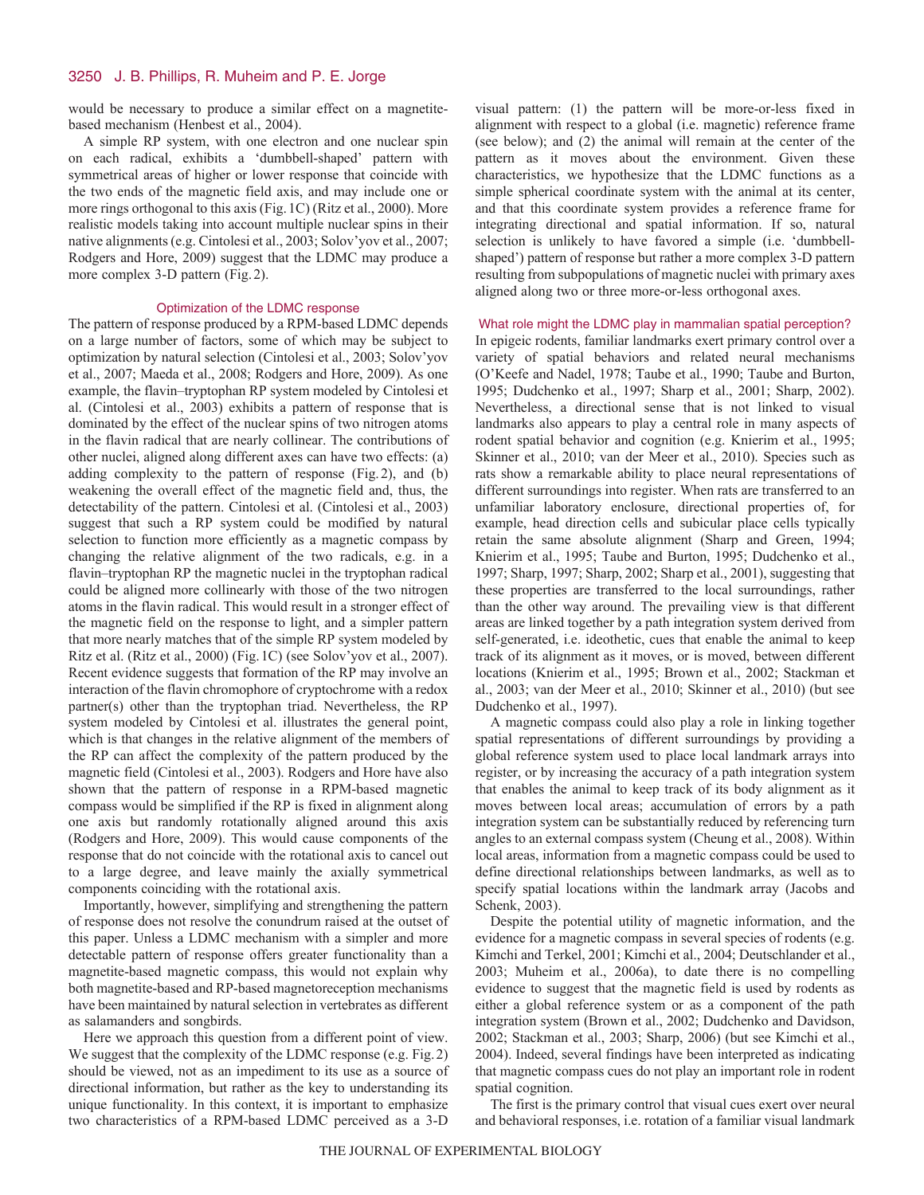would be necessary to produce a similar effect on a magnetite-based mechanism (Henbest et al., 2004).

A simple RP system, with one electron and one nuclear spin on each radical, exhibits a 'dumbbell-shaped' pattern with symmetrical areas of higher or lower response that coincide with the two ends of the magnetic field axis, and may include one or more rings orthogonal to this axis (Fig. 1C) (Ritz et al., 2000). More realistic models taking into account multiple nuclear spins in their native alignments (e.g. Cintolesi et al., 2003; Solov'yov et al., 2007; Rodgers and Hore, 2009) suggest that the LDMC may produce a more complex 3-D pattern (Fig. 2).

### Optimization of the LDMC response

The pattern of response produced by a RPM-based LDMC depends on a large number of factors, some of which may be subject to optimization by natural selection (Cintolesi et al., 2003; Solov'yov et al., 2007; Maeda et al., 2008; Rodgers and Hore, 2009). As one example, the flavin–tryptophan RP system modeled by Cintolesi et al. (Cintolesi et al., 2003) exhibits a pattern of response that is dominated by the effect of the nuclear spins of two nitrogen atoms in the flavin radical that are nearly collinear. The contributions of other nuclei, aligned along different axes can have two effects: (a) adding complexity to the pattern of response (Fig. 2), and (b) weakening the overall effect of the magnetic field and, thus, the detectability of the pattern. Cintolesi et al. (Cintolesi et al., 2003) suggest that such a RP system could be modified by natural selection to function more efficiently as a magnetic compass by changing the relative alignment of the two radicals, e.g. in a flavin–tryptophan RP the magnetic nuclei in the tryptophan radical could be aligned more collinearly with those of the two nitrogen atoms in the flavin radical. This would result in a stronger effect of the magnetic field on the response to light, and a simpler pattern that more nearly matches that of the simple RP system modeled by Ritz et al. (Ritz et al., 2000) (Fig. 1C) (see Solov'yov et al., 2007). Recent evidence suggests that formation of the RP may involve an interaction of the flavin chromophore of cryptochrome with a redox partner(s) other than the tryptophan triad. Nevertheless, the RP system modeled by Cintolesi et al. illustrates the general point, which is that changes in the relative alignment of the members of the RP can affect the complexity of the pattern produced by the magnetic field (Cintolesi et al., 2003). Rodgers and Hore have also shown that the pattern of response in a RPM-based magnetic compass would be simplified if the RP is fixed in alignment along one axis but randomly rotationally aligned around this axis (Rodgers and Hore, 2009). This would cause components of the response that do not coincide with the rotational axis to cancel out to a large degree, and leave mainly the axially symmetrical components coinciding with the rotational axis.

Importantly, however, simplifying and strengthening the pattern of response does not resolve the conundrum raised at the outset of this paper. Unless a LDMC mechanism with a simpler and more detectable pattern of response offers greater functionality than a magnetite-based magnetic compass, this would not explain why both magnetite-based and RP-based magnetoreception mechanisms have been maintained by natural selection in vertebrates as different as salamanders and songbirds.

Here we approach this question from a different point of view. We suggest that the complexity of the LDMC response (e.g. Fig. 2) should be viewed, not as an impediment to its use as a source of directional information, but rather as the key to understanding its unique functionality. In this context, it is important to emphasize two characteristics of a RPM-based LDMC perceived as a 3-D visual pattern: (1) the pattern will be more-or-less fixed in alignment with respect to a global (i.e. magnetic) reference frame (see below); and (2) the animal will remain at the center of the pattern as it moves about the environment. Given these characteristics, we hypothesize that the LDMC functions as a simple spherical coordinate system with the animal at its center, and that this coordinate system provides a reference frame for integrating directional and spatial information. If so, natural selection is unlikely to have favored a simple (i.e. 'dumbbell-shaped') pattern of response but rather a more complex 3-D pattern resulting from subpopulations of magnetic nuclei with primary axes aligned along two or three more-or-less orthogonal axes.

### What role might the LDMC play in mammalian spatial perception?

In epigeic rodents, familiar landmarks exert primary control over a variety of spatial behaviors and related neural mechanisms (O'Keefe and Nadel, 1978; Taube et al., 1990; Taube and Burton, 1995; Dudchenko et al., 1997; Sharp et al., 2001; Sharp, 2002). Nevertheless, a directional sense that is not linked to visual landmarks also appears to play a central role in many aspects of rodent spatial behavior and cognition (e.g. Knierim et al., 1995; Skinner et al., 2010; van der Meer et al., 2010). Species such as rats show a remarkable ability to place neural representations of different surroundings into register. When rats are transferred to an unfamiliar laboratory enclosure, directional properties of, for example, head direction cells and subicular place cells typically retain the same absolute alignment (Sharp and Green, 1994; Knierim et al., 1995; Taube and Burton, 1995; Dudchenko et al., 1997; Sharp, 1997; Sharp, 2002; Sharp et al., 2001), suggesting that these properties are transferred to the local surroundings, rather than the other way around. The prevailing view is that different areas are linked together by a path integration system derived from self-generated, i.e. ideothetic, cues that enable the animal to keep track of its alignment as it moves, or is moved, between different locations (Knierim et al., 1995; Brown et al., 2002; Stackman et al., 2003; van der Meer et al., 2010; Skinner et al., 2010) (but see Dudchenko et al., 1997).

A magnetic compass could also play a role in linking together spatial representations of different surroundings by providing a global reference system used to place local landmark arrays into register, or by increasing the accuracy of a path integration system that enables the animal to keep track of its body alignment as it moves between local areas; accumulation of errors by a path integration system can be substantially reduced by referencing turn angles to an external compass system (Cheung et al., 2008). Within local areas, information from a magnetic compass could be used to define directional relationships between landmarks, as well as to specify spatial locations within the landmark array (Jacobs and Schenk, 2003).

Despite the potential utility of magnetic information, and the evidence for a magnetic compass in several species of rodents (e.g. Kimchi and Terkel, 2001; Kimchi et al., 2004; Deutschlander et al., 2003; Muheim et al., 2006a), to date there is no compelling evidence to suggest that the magnetic field is used by rodents as either a global reference system or as a component of the path integration system (Brown et al., 2002; Dudchenko and Davidson, 2002; Stackman et al., 2003; Sharp, 2006) (but see Kimchi et al., 2004). Indeed, several findings have been interpreted as indicating that magnetic compass cues do not play an important role in rodent spatial cognition.

The first is the primary control that visual cues exert over neural and behavioral responses, i.e. rotation of a familiar visual landmark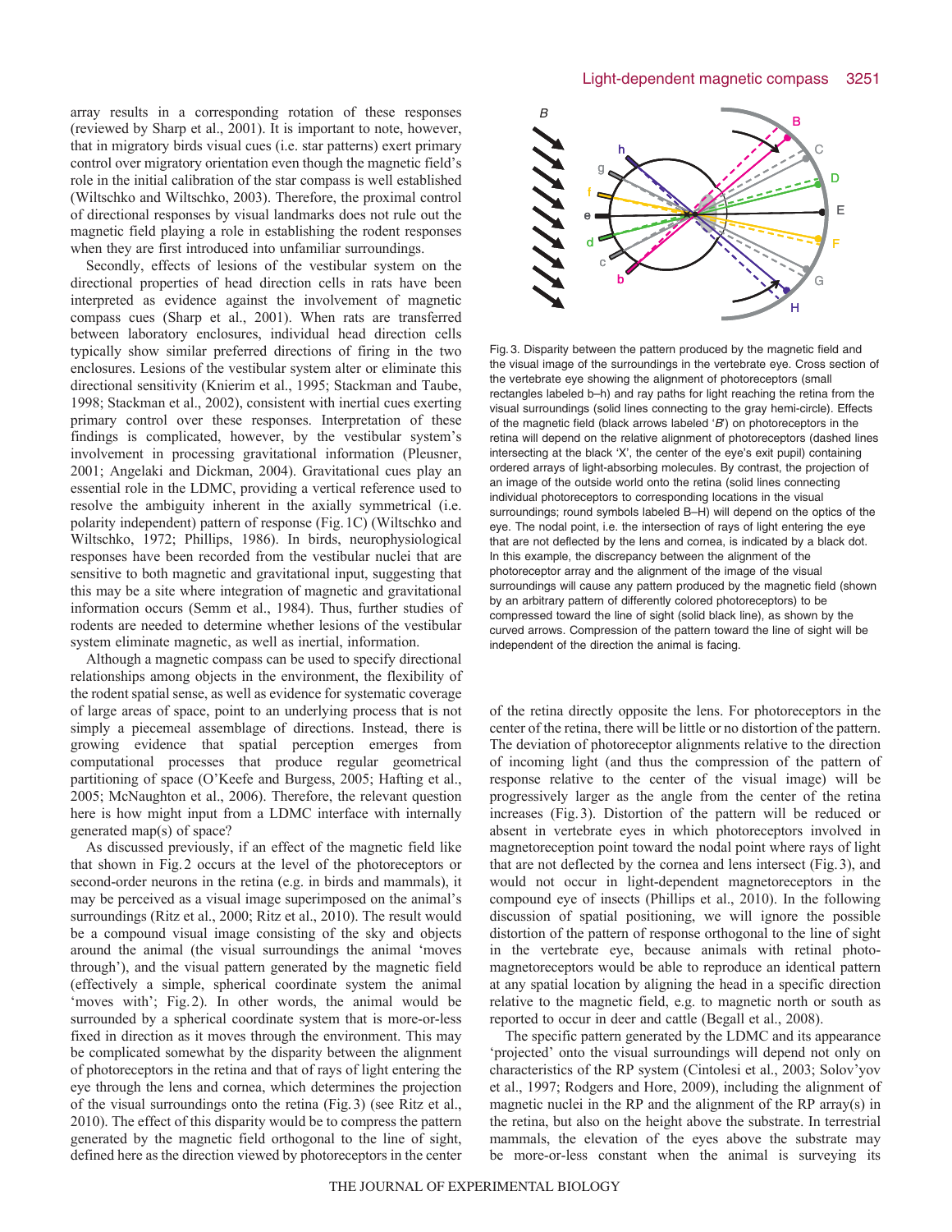array results in a corresponding rotation of these responses (reviewed by Sharp et al., 2001). It is important to note, however, that in migratory birds visual cues (i.e. star patterns) exert primary control over migratory orientation even though the magnetic field's role in the initial calibration of the star compass is well established (Wiltschko and Wiltschko, 2003). Therefore, the proximal control of directional responses by visual landmarks does not rule out the magnetic field playing a role in establishing the rodent responses when they are first introduced into unfamiliar surroundings.

Secondly, effects of lesions of the vestibular system on the directional properties of head direction cells in rats have been interpreted as evidence against the involvement of magnetic compass cues (Sharp et al., 2001). When rats are transferred between laboratory enclosures, individual head direction cells typically show similar preferred directions of firing in the two enclosures. Lesions of the vestibular system alter or eliminate this directional sensitivity (Knierim et al., 1995; Stackman and Taube, 1998; Stackman et al., 2002), consistent with inertial cues exerting primary control over these responses. Interpretation of these findings is complicated, however, by the vestibular system's involvement in processing gravitational information (Pleusner, 2001; Angelaki and Dickman, 2004). Gravitational cues play an essential role in the LDMC, providing a vertical reference used to resolve the ambiguity inherent in the axially symmetrical (i.e. polarity independent) pattern of response (Fig. 1C) (Wiltschko and Wiltschko, 1972; Phillips, 1986). In birds, neurophysiological responses have been recorded from the vestibular nuclei that are sensitive to both magnetic and gravitational input, suggesting that this may be a site where integration of magnetic and gravitational information occurs (Semm et al., 1984). Thus, further studies of rodents are needed to determine whether lesions of the vestibular system eliminate magnetic, as well as inertial, information.

Although a magnetic compass can be used to specify directional relationships among objects in the environment, the flexibility of the rodent spatial sense, as well as evidence for systematic coverage of large areas of space, point to an underlying process that is not simply a piecemeal assemblage of directions. Instead, there is growing evidence that spatial perception emerges from computational processes that produce regular geometrical partitioning of space (O'Keefe and Burgess, 2005; Hafting et al., 2005; McNaughton et al., 2006). Therefore, the relevant question here is how might input from a LDMC interface with internally generated map(s) of space?

As discussed previously, if an effect of the magnetic field like that shown in Fig. 2 occurs at the level of the photoreceptors or second-order neurons in the retina (e.g. in birds and mammals), it may be perceived as a visual image superimposed on the animal's surroundings (Ritz et al., 2000; Ritz et al., 2010). The result would be a compound visual image consisting of the sky and objects around the animal (the visual surroundings the animal 'moves through'), and the visual pattern generated by the magnetic field (effectively a simple, spherical coordinate system the animal 'moves with'; Fig. 2). In other words, the animal would be surrounded by a spherical coordinate system that is more-or-less fixed in direction as it moves through the environment. This may be complicated somewhat by the disparity between the alignment of photoreceptors in the retina and that of rays of light entering the eye through the lens and cornea, which determines the projection of the visual surroundings onto the retina (Fig. 3) (see Ritz et al., 2010). The effect of this disparity would be to compress the pattern generated by the magnetic field orthogonal to the line of sight, defined here as the direction viewed by photoreceptors in the center of the retina directly opposite the lens. For photoreceptors in the center of the retina, there will be little or no distortion of the pattern. The deviation of photoreceptor alignments relative to the direction of incoming light (and thus the compression of the pattern of response relative to the center of the visual image) will be progressively larger as the angle from the center of the retina increases (Fig. 3). Distortion of the pattern will be reduced or absent in vertebrate eyes in which photoreceptors involved in magnetoreception point toward the nodal point where rays of light that are not deflected by the cornea and lens intersect (Fig. 3), and would not occur in light-dependent magnetoreceptors in the compound eye of insects (Phillips et al., 2010). In the following discussion of spatial positioning, we will ignore the possible distortion of the pattern of response orthogonal to the line of sight in the vertebrate eye, because animals with retinal photo-magnetoreceptors would be able to reproduce an identical pattern at any spatial location by aligning the head in a specific direction relative to the magnetic field, e.g. to magnetic north or south as reported to occur in deer and cattle (Begall et al., 2008).

B

h g f e d c b

B C D E F G H

Fig. 3. Disparity between the pattern produced by the magnetic field and the visual image of the surroundings in the vertebrate eye. Cross section of the vertebrate eye showing the alignment of photoreceptors (small rectangles labeled b–h) and ray paths for light reaching the retina from the visual surroundings (solid lines connecting to the gray hemi-circle). Effects of the magnetic field (black arrows labeled '*B*') on photoreceptors in the retina will depend on the relative alignment of photoreceptors (dashed lines intersecting at the black 'X', the center of the eye's exit pupil) containing ordered arrays of light-absorbing molecules. By contrast, the projection of an image of the outside world onto the retina (solid lines connecting individual photoreceptors to corresponding locations in the visual surroundings; round symbols labeled B–H) will depend on the optics of the eye. The nodal point, i.e. the intersection of rays of light entering the eye that are not deflected by the lens and cornea, is indicated by a black dot. In this example, the discrepancy between the alignment of the photoreceptor array and the alignment of the image of the visual surroundings will cause any pattern produced by the magnetic field (shown by an arbitrary pattern of differently colored photoreceptors) to be compressed toward the line of sight (solid black line), as shown by the curved arrows. Compression of the pattern toward the line of sight will be independent of the direction the animal is facing.

The specific pattern generated by the LDMC and its appearance 'projected' onto the visual surroundings will depend not only on characteristics of the RP system (Cintolesi et al., 2003; Solov'yov et al., 1997; Rodgers and Hore, 2009), including the alignment of magnetic nuclei in the RP and the alignment of the RP array(s) in the retina, but also on the height above the substrate. In terrestrial mammals, the elevation of the eyes above the substrate may be more-or-less constant when the animal is surveying its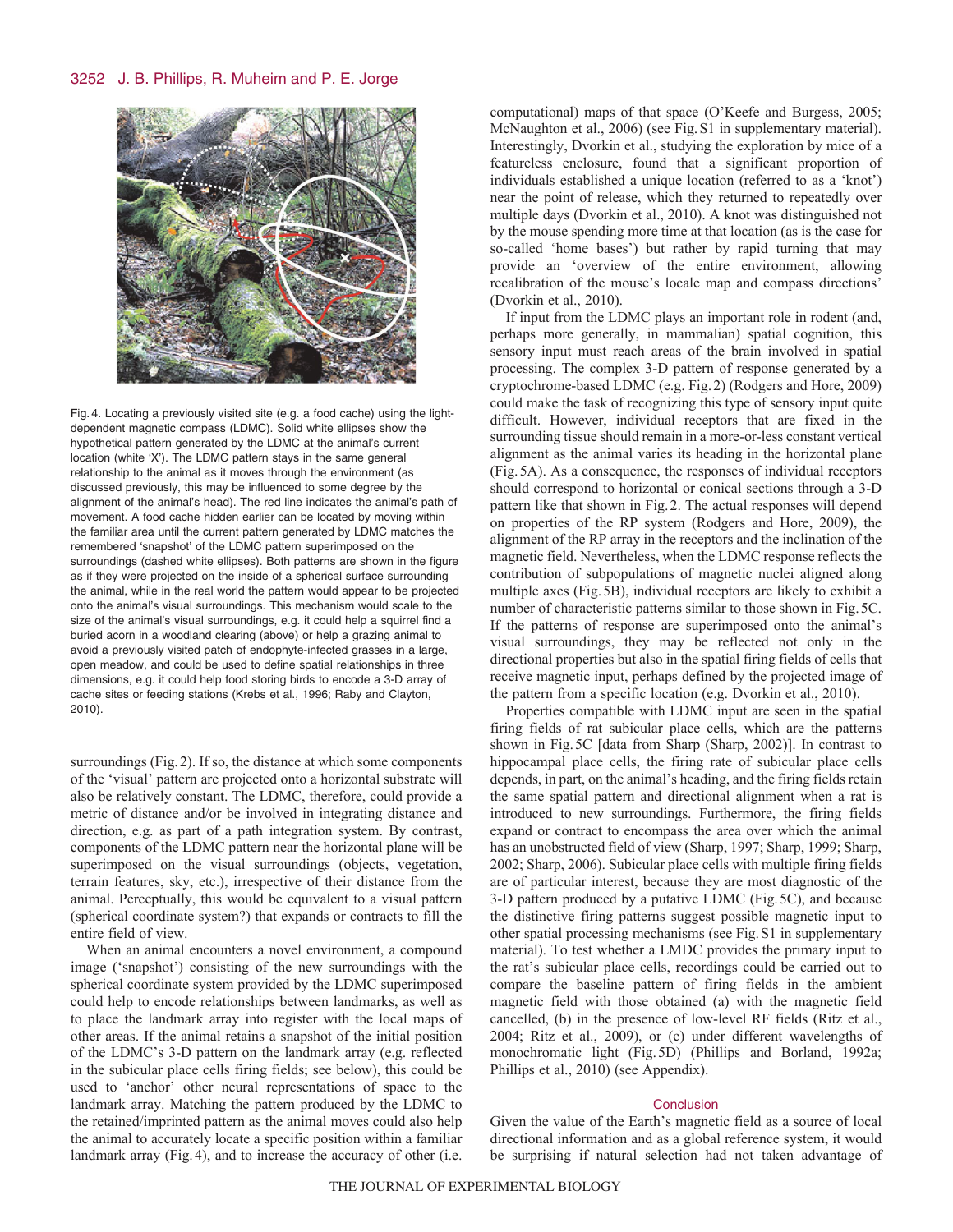Fig. 4. Locating a previously visited site (e.g. a food cache) using the light-dependent magnetic compass (LDMC). Solid white ellipses show the hypothetical pattern generated by the LDMC at the animal's current location (white 'X'). The LDMC pattern stays in the same general relationship to the animal as it moves through the environment (as discussed previously, this may be influenced to some degree by the alignment of the animal's head). The red line indicates the animal's path of movement. A food cache hidden earlier can be located by moving within the familiar area until the current pattern generated by LDMC matches the remembered 'snapshot' of the LDMC pattern superimposed on the surroundings (dashed white ellipses). Both patterns are shown in the figure as if they were projected on the inside of a spherical surface surrounding the animal, while in the real world the pattern would appear to be projected onto the animal's visual surroundings. This mechanism would scale to the size of the animal's visual surroundings, e.g. it could help a squirrel find a buried acorn in a woodland clearing (above) or help a grazing animal to avoid a previously visited patch of endophyte-infected grasses in a large, open meadow, and could be used to define spatial relationships in three dimensions, e.g. it could help food storing birds to encode a 3-D array of cache sites or feeding stations (Krebs et al., 1996; Raby and Clayton, 2010).

surroundings (Fig. 2). If so, the distance at which some components of the 'visual' pattern are projected onto a horizontal substrate will also be relatively constant. The LDMC, therefore, could provide a metric of distance and/or be involved in integrating distance and direction, e.g. as part of a path integration system. By contrast, components of the LDMC pattern near the horizontal plane will be superimposed on the visual surroundings (objects, vegetation, terrain features, sky, etc.), irrespective of their distance from the animal. Perceptually, this would be equivalent to a visual pattern (spherical coordinate system?) that expands or contracts to fill the entire field of view.

When an animal encounters a novel environment, a compound image ('snapshot') consisting of the new surroundings with the spherical coordinate system provided by the LDMC superimposed could help to encode relationships between landmarks, as well as to place the landmark array into register with the local maps of other areas. If the animal retains a snapshot of the initial position of the LDMC's 3-D pattern on the landmark array (e.g. reflected in the subicular place cells firing fields; see below), this could be used to 'anchor' other neural representations of space to the landmark array. Matching the pattern produced by the LDMC to the retained/imprinted pattern as the animal moves could also help the animal to accurately locate a specific position within a familiar landmark array (Fig. 4), and to increase the accuracy of other (i.e. computational) maps of that space (O'Keefe and Burgess, 2005; McNaughton et al., 2006) (see Fig. S1 in supplementary material). Interestingly, Dvorkin et al., studying the exploration by mice of a featureless enclosure, found that a significant proportion of individuals established a unique location (referred to as a 'knot') near the point of release, which they returned to repeatedly over multiple days (Dvorkin et al., 2010). A knot was distinguished not by the mouse spending more time at that location (as is the case for so-called 'home bases') but rather by rapid turning that may provide an 'overview of the entire environment, allowing recalibration of the mouse's locale map and compass directions' (Dvorkin et al., 2010).

If input from the LDMC plays an important role in rodent (and, perhaps more generally, in mammalian) spatial cognition, this sensory input must reach areas of the brain involved in spatial processing. The complex 3-D pattern of response generated by a cryptochrome-based LDMC (e.g. Fig. 2) (Rodgers and Hore, 2009) could make the task of recognizing this type of sensory input quite difficult. However, individual receptors that are fixed in the surrounding tissue should remain in a more-or-less constant vertical alignment as the animal varies its heading in the horizontal plane (Fig. 5A). As a consequence, the responses of individual receptors should correspond to horizontal or conical sections through a 3-D pattern like that shown in Fig. 2. The actual responses will depend on properties of the RP system (Rodgers and Hore, 2009), the alignment of the RP array in the receptors and the inclination of the magnetic field. Nevertheless, when the LDMC response reflects the contribution of subpopulations of magnetic nuclei aligned along multiple axes (Fig. 5B), individual receptors are likely to exhibit a number of characteristic patterns similar to those shown in Fig. 5C. If the patterns of response are superimposed onto the animal's visual surroundings, they may be reflected not only in the directional properties but also in the spatial firing fields of cells that receive magnetic input, perhaps defined by the projected image of the pattern from a specific location (e.g. Dvorkin et al., 2010).

Properties compatible with LDMC input are seen in the spatial firing fields of rat subicular place cells, which are the patterns shown in Fig. 5C [data from Sharp (Sharp, 2002)]. In contrast to hippocampal place cells, the firing rate of subicular place cells depends, in part, on the animal's heading, and the firing fields retain the same spatial pattern and directional alignment when a rat is introduced to new surroundings. Furthermore, the firing fields expand or contract to encompass the area over which the animal has an unobstructed field of view (Sharp, 1997; Sharp, 1999; Sharp, 2002; Sharp, 2006). Subicular place cells with multiple firing fields are of particular interest, because they are most diagnostic of the 3-D pattern produced by a putative LDMC (Fig. 5C), and because the distinctive firing patterns suggest possible magnetic input to other spatial processing mechanisms (see Fig. S1 in supplementary material). To test whether a LMDC provides the primary input to the rat's subicular place cells, recordings could be carried out to compare the baseline pattern of firing fields in the ambient magnetic field with those obtained (a) with the magnetic field cancelled, (b) in the presence of low-level RF fields (Ritz et al., 2004; Ritz et al., 2009), or (c) under different wavelengths of monochromatic light (Fig. 5D) (Phillips and Borland, 1992a; Phillips et al., 2010) (see Appendix).

## Conclusion

Given the value of the Earth's magnetic field as a source of local directional information and as a global reference system, it would be surprising if natural selection had not taken advantage of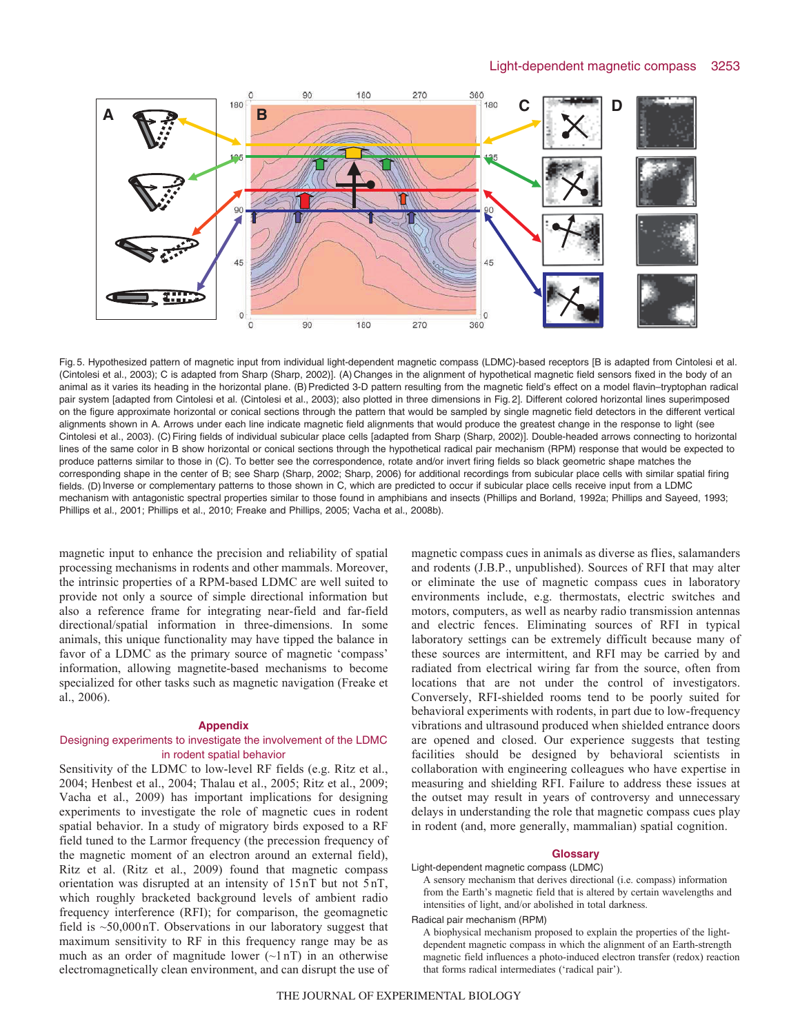Fig. 5. Hypothesized pattern of magnetic input from individual light-dependent magnetic compass (LDMC)-based receptors [B is adapted from Cintolesi et al. (Cintolesi et al., 2003); C is adapted from Sharp (Sharp, 2002)]. (A) Changes in the alignment of hypothetical magnetic field sensors fixed in the body of an animal as it varies its heading in the horizontal plane. (B) Predicted 3-D pattern resulting from the magnetic field's effect on a model flavin–tryptophan radical pair system [adapted from Cintolesi et al. (Cintolesi et al., 2003); also plotted in three dimensions in Fig. 2]. Different colored horizontal lines superimposed on the figure approximate horizontal or conical sections through the pattern that would be sampled by single magnetic field detectors in the different vertical alignments shown in A. Arrows under each line indicate magnetic field alignments that would produce the greatest change in the response to light (see Cintolesi et al., 2003). (C) Firing fields of individual subicular place cells [adapted from Sharp (Sharp, 2002)]. Double-headed arrows connecting to horizontal lines of the same color in B show horizontal or conical sections through the hypothetical radical pair mechanism (RPM) response that would be expected to produce patterns similar to those in (C). To better see the correspondence, rotate and/or invert firing fields so black geometric shape matches the corresponding shape in the center of B; see Sharp (Sharp, 2002; Sharp, 2006) for additional recordings from subicular place cells with similar spatial firing fields. (D) Inverse or complementary patterns to those shown in C, which are predicted to occur if subicular place cells receive input from a LDMC mechanism with antagonistic spectral properties similar to those found in amphibians and insects (Phillips and Borland, 1992a; Phillips and Sayeed, 1993; Phillips et al., 2001; Phillips et al., 2010; Freake and Phillips, 2005; Vacha et al., 2008b).

magnetic input to enhance the precision and reliability of spatial processing mechanisms in rodents and other mammals. Moreover, the intrinsic properties of a RPM-based LDMC are well suited to provide not only a source of simple directional information but also a reference frame for integrating near-field and far-field directional/spatial information in three-dimensions. In some animals, this unique functionality may have tipped the balance in favor of a LDMC as the primary source of magnetic 'compass' information, allowing magnetite-based mechanisms to become specialized for other tasks such as magnetic navigation (Freake et al., 2006).

## Appendix

### Designing experiments to investigate the involvement of the LDMC in rodent spatial behavior

Sensitivity of the LDMC to low-level RF fields (e.g. Ritz et al., 2004; Henbest et al., 2004; Thalau et al., 2005; Ritz et al., 2009; Vacha et al., 2009) has important implications for designing experiments to investigate the role of magnetic cues in rodent spatial behavior. In a study of migratory birds exposed to a RF field tuned to the Larmor frequency (the precession frequency of the magnetic moment of an electron around an external field), Ritz et al. (Ritz et al., 2009) found that magnetic compass orientation was disrupted at an intensity of 15 nT but not 5 nT, which roughly bracketed background levels of ambient radio frequency interference (RFI); for comparison, the geomagnetic field is ~50,000 nT. Observations in our laboratory suggest that maximum sensitivity to RF in this frequency range may be as much as an order of magnitude lower (~1 nT) in an otherwise electromagnetically clean environment, and can disrupt the use of magnetic compass cues in animals as diverse as flies, salamanders and rodents (J.B.P., unpublished). Sources of RFI that may alter or eliminate the use of magnetic compass cues in laboratory environments include, e.g. thermostats, electric switches and motors, computers, as well as nearby radio transmission antennas and electric fences. Eliminating sources of RFI in typical laboratory settings can be extremely difficult because many of these sources are intermittent, and RFI may be carried by and radiated from electrical wiring far from the source, often from locations that are not under the control of investigators. Conversely, RFI-shielded rooms tend to be poorly suited for behavioral experiments with rodents, in part due to low-frequency vibrations and ultrasound produced when shielded entrance doors are opened and closed. Our experience suggests that testing facilities should be designed by behavioral scientists in collaboration with engineering colleagues who have expertise in measuring and shielding RFI. Failure to address these issues at the outset may result in years of controversy and unnecessary delays in understanding the role that magnetic compass cues play in rodent (and, more generally, mammalian) spatial cognition.

## Glossary

**Light-dependent magnetic compass (LDMC)**
A sensory mechanism that derives directional (i.e. compass) information from the Earth's magnetic field that is altered by certain wavelengths and intensities of light, and/or abolished in total darkness.

**Radical pair mechanism (RPM)**
A biophysical mechanism proposed to explain the properties of the light-dependent magnetic compass in which the alignment of an Earth-strength magnetic field influences a photo-induced electron transfer (redox) reaction that forms radical intermediates ('radical pair').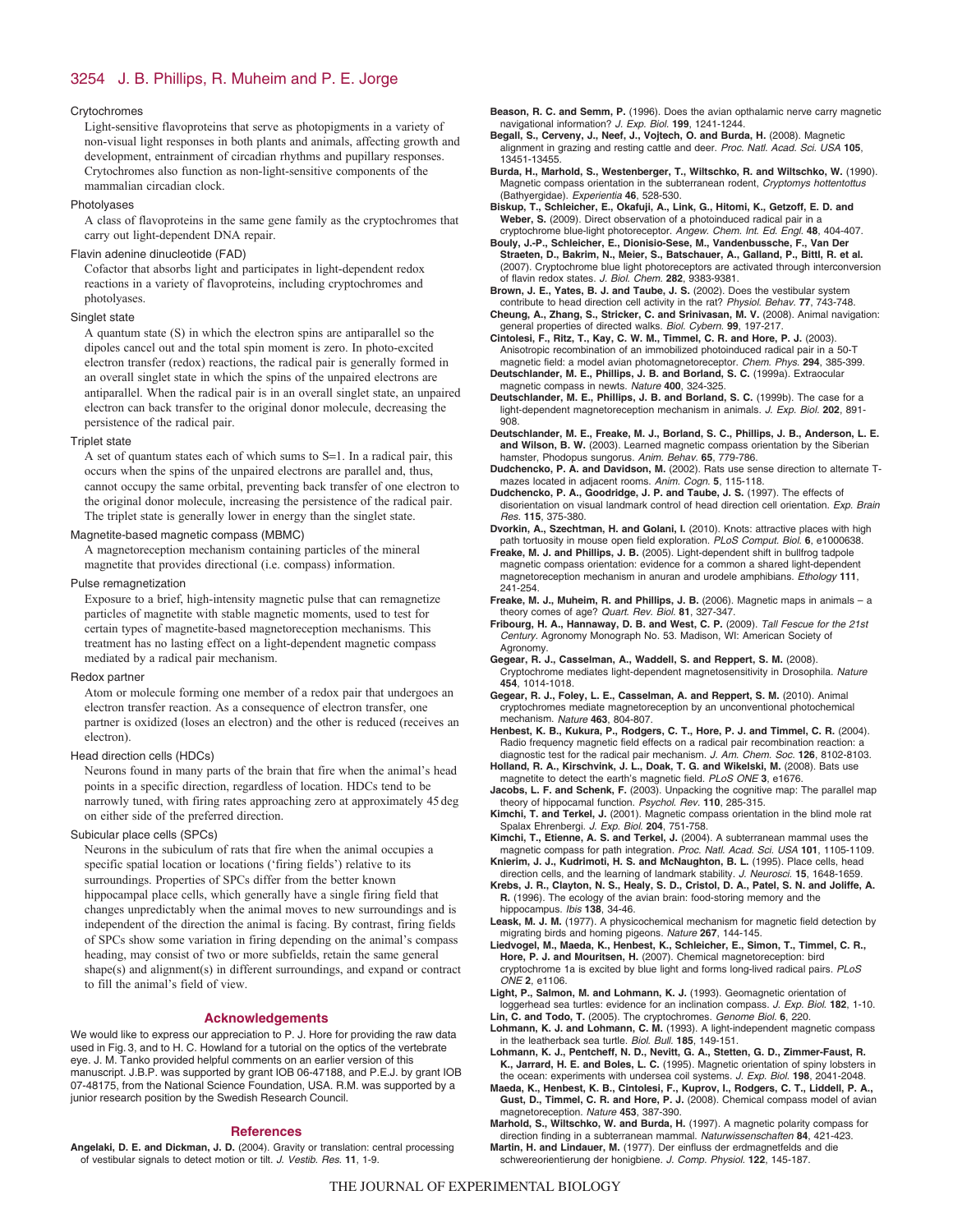Crytochromes

Light-sensitive flavoproteins that serve as photopigments in a variety of non-visual light responses in both plants and animals, affecting growth and development, entrainment of circadian rhythms and pupillary responses. Crytochromes also function as non-light-sensitive components of the mammalian circadian clock.

Photolyases

A class of flavoproteins in the same gene family as the cryptochromes that carry out light-dependent DNA repair.

Flavin adenine dinucleotide (FAD)

Cofactor that absorbs light and participates in light-dependent redox reactions in a variety of flavoproteins, including cryptochromes and photolyases.

Singlet state

A quantum state (S) in which the electron spins are antiparallel so the dipoles cancel out and the total spin moment is zero. In photo-excited electron transfer (redox) reactions, the radical pair is generally formed in an overall singlet state in which the spins of the unpaired electrons are antiparallel. When the radical pair is in an overall singlet state, an unpaired electron can back transfer to the original donor molecule, decreasing the persistence of the radical pair.

Triplet state

A set of quantum states each of which sums to S=1. In a radical pair, this occurs when the spins of the unpaired electrons are parallel and, thus, cannot occupy the same orbital, preventing back transfer of one electron to the original donor molecule, increasing the persistence of the radical pair. The triplet state is generally lower in energy than the singlet state.

Magnetite-based magnetic compass (MBMC)

A magnetoreception mechanism containing particles of the mineral magnetite that provides directional (i.e. compass) information.

Pulse remagnetization

Exposure to a brief, high-intensity magnetic pulse that can remagnetize particles of magnetite with stable magnetic moments, used to test for certain types of magnetite-based magnetoreception mechanisms. This treatment has no lasting effect on a light-dependent magnetic compass mediated by a radical pair mechanism.

Redox partner

Atom or molecule forming one member of a redox pair that undergoes an electron transfer reaction. As a consequence of electron transfer, one partner is oxidized (loses an electron) and the other is reduced (receives an electron).

Head direction cells (HDCs)

Neurons found in many parts of the brain that fire when the animal's head points in a specific direction, regardless of location. HDCs tend to be narrowly tuned, with firing rates approaching zero at approximately 45 deg on either side of the preferred direction.

Subicular place cells (SPCs)

Neurons in the subiculum of rats that fire when the animal occupies a specific spatial location or locations ('firing fields') relative to its surroundings. Properties of SPCs differ from the better known hippocampal place cells, which generally have a single firing field that changes unpredictably when the animal moves to new surroundings and is independent of the direction the animal is facing. By contrast, firing fields of SPCs show some variation in firing depending on the animal's compass heading, may consist of two or more subfields, retain the same general shape(s) and alignment(s) in different surroundings, and expand or contract to fill the animal's field of view.

## Acknowledgements

We would like to express our appreciation to P. J. Hore for providing the raw data used in Fig. 3, and to H. C. Howland for a tutorial on the optics of the vertebrate eye. J. M. Tanko provided helpful comments on an earlier version of this manuscript. J.B.P. was supported by grant IOB 06-47188, and P.E.J. by grant IOB 07-48175, from the National Science Foundation, USA. R.M. was supported by a junior research position by the Swedish Research Council.

## References

**Angelaki, D. E. and Dickman, J. D.** (2004). Gravity or translation: central processing of vestibular signals to detect motion or tilt. *J. Vestib. Res.* **11**, 1-9.

**Beason, R. C. and Semm, P.** (1996). Does the avian opthalamic nerve carry magnetic navigational information? *J. Exp. Biol.* **199**, 1241-1244.

**Begall, S., Cerveny, J., Neef, J., Vojtech, O. and Burda, H.** (2008). Magnetic alignment in grazing and resting cattle and deer. *Proc. Natl. Acad. Sci. USA* **105**, 13451-13455.

**Burda, H., Marhold, S., Westenberger, T., Wiltschko, R. and Wiltschko, W.** (1990). Magnetic compass orientation in the subterranean rodent, *Cryptomys hottentottus* (Bathyergidae). *Experientia* **46**, 528-530.

**Biskup, T., Schleicher, E., Okafuji, A., Link, G., Hitomi, K., Getzoff, E. D. and Weber, S.** (2009). Direct observation of a photoinduced radical pair in a cryptochrome blue-light photoreceptor. *Angew. Chem. Int. Ed. Engl.* **48**, 404-407.

**Bouly, J.-P., Schleicher, E., Dionisio-Sese, M., Vandenbussche, F., Van Der Straeten, D., Bakrim, N., Meier, S., Batschauer, A., Galland, P., Bittl, R. et al.** (2007). Cryptochrome blue light photoreceptors are activated through interconversion of flavin redox states. *J. Biol. Chem.* **282**, 9383-9381.

**Brown, J. E., Yates, B. J. and Taube, J. S.** (2002). Does the vestibular system contribute to head direction cell activity in the rat? *Physiol. Behav.* **77**, 743-748.

**Cheung, A., Zhang, S., Stricker, C. and Srinivasan, M. V.** (2008). Animal navigation: general properties of directed walks. *Biol. Cybern.* **99**, 197-217.

**Cintolesi, F., Ritz, T., Kay, C. W. M., Timmel, C. R. and Hore, P. J.** (2003). Anisotropic recombination of an immobilized photoinduced radical pair in a 50-T magnetic field: a model avian photomagnetoreceptor. *Chem. Phys.* **294**, 385-399.

**Deutschlander, M. E., Phillips, J. B. and Borland, S. C.** (1999a). Extraocular magnetic compass in newts. *Nature* **400**, 324-325.

**Deutschlander, M. E., Phillips, J. B. and Borland, S. C.** (1999b). The case for a light-dependent magnetoreception mechanism in animals. *J. Exp. Biol.* **202**, 891-908.

**Deutschlander, M. E., Freake, M. J., Borland, S. C., Phillips, J. B., Anderson, L. E. and Wilson, B. W.** (2003). Learned magnetic compass orientation by the Siberian hamster, Phodopus sungorus. *Anim. Behav.* **65**, 779-786.

**Dudchencko, P. A. and Davidson, M.** (2002). Rats use sense direction to alternate T-mazes located in adjacent rooms. *Anim. Cogn.* **5**, 115-118.

**Dudchencko, P. A., Goodridge, J. P. and Taube, J. S.** (1997). The effects of disorientation on visual landmark control of head direction cell orientation. *Exp. Brain Res.* **115**, 375-380.

**Dvorkin, A., Szechtman, H. and Golani, I.** (2010). Knots: attractive places with high path tortuosity in mouse open field exploration. *PLoS Comput. Biol.* **6**, e1000638.

**Freake, M. J. and Phillips, J. B.** (2005). Light-dependent shift in bullfrog tadpole magnetic compass orientation: evidence for a common a shared light-dependent magnetoreception mechanism in anuran and urodele amphibians. *Ethology* **111**, 241-254.

**Freake, M. J., Muheim, R. and Phillips, J. B.** (2006). Magnetic maps in animals – a theory comes of age? *Quart. Rev. Biol.* **81**, 327-347.

**Fribourg, H. A., Hannaway, D. B. and West, C. P.** (2009). *Tall Fescue for the 21st Century*. Agronomy Monograph No. 53. Madison, WI: American Society of Agronomy.

**Gegear, R. J., Casselman, A., Waddell, S. and Reppert, S. M.** (2008). Cryptochrome mediates light-dependent magnetosensitivity in Drosophila. *Nature* **454**, 1014-1018.

**Gegear, R. J., Foley, L. E., Casselman, A. and Reppert, S. M.** (2010). Animal cryptochromes mediate magnetoreception by an unconventional photochemical mechanism. *Nature* **463**, 804-807.

**Henbest, K. B., Kukura, P., Rodgers, C. T., Hore, P. J. and Timmel, C. R.** (2004). Radio frequency magnetic field effects on a radical pair recombination reaction: a diagnostic test for the radical pair mechanism. *J. Am. Chem. Soc.* **126**, 8102-8103.

**Holland, R. A., Kirschvink, J. L., Doak, T. G. and Wikelski, M.** (2008). Bats use magnetite to detect the earth's magnetic field. *PLoS ONE* **3**, e1676.

**Jacobs, L. F. and Schenk, F.** (2003). Unpacking the cognitive map: The parallel map theory of hippocampal function. *Psychol. Rev.* **110**, 285-315.

**Kimchi, T. and Terkel, J.** (2001). Magnetic compass orientation in the blind mole rat Spalax Ehrenbergi. *J. Exp. Biol.* **204**, 751-758.

**Kimchi, T., Etienne, A. S. and Terkel, J.** (2004). A subterranean mammal uses the magnetic compass for path integration. *Proc. Natl. Acad. Sci. USA* **101**, 1105-1109.

**Knierim, J. J., Kudrimoti, H. S. and McNaughton, B. L.** (1995). Place cells, head direction cells, and the learning of landmark stability. *J. Neurosci.* **15**, 1648-1659.

**Krebs, J. R., Clayton, N. S., Healy, S. D., Cristol, D. A., Patel, S. N. and Joliffe, A. R.** (1996). The ecology of the avian brain: food-storing memory and the hippocampus. *Ibis* **138**, 34-46.

**Leask, M. J. M.** (1977). A physicochemical mechanism for magnetic field detection by migrating birds and homing pigeons. *Nature* **267**, 144-145.

**Liedvogel, M., Maeda, K., Henbest, K., Schleicher, E., Simon, T., Timmel, C. R., Hore, P. J. and Mouritsen, H.** (2007). Chemical magnetoreception: bird cryptochrome 1a is excited by blue light and forms long-lived radical pairs. *PLoS ONE* **2**, e1106.

**Light, P., Salmon, M. and Lohmann, K. J.** (1993). Geomagnetic orientation of loggerhead sea turtles: evidence for an inclination compass. *J. Exp. Biol.* **182**, 1-10.

**Lin, C. and Todo, T.** (2005). The cryptochromes. *Genome Biol.* **6**, 220.

**Lohmann, K. J. and Lohmann, C. M.** (1993). A light-independent magnetic compass in the leatherback sea turtle. *Biol. Bull.* **185**, 149-151.

**Lohmann, K. J., Pentcheff, N. D., Nevitt, G. A., Stetten, G. D., Zimmer-Faust, R. K., Jarrard, H. E. and Boles, L. C.** (1995). Magnetic orientation of spiny lobsters in the ocean: experiments with undersea coil systems. *J. Exp. Biol.* **198**, 2041-2048.

**Maeda, K., Henbest, K. B., Cintolesi, F., Kuprov, I., Rodgers, C. T., Liddell, P. A., Gust, D., Timmel, C. R. and Hore, P. J.** (2008). Chemical compass model of avian magnetoreception. *Nature* **453**, 387-390.

**Marhold, S., Wiltschko, W. and Burda, H.** (1997). A magnetic polarity compass for direction finding in a subterranean mammal. *Naturwissenschaften* **84**, 421-423.

**Martin, H. and Lindauer, M.** (1977). Der einfluss der erdmagnetfelds and die schwereorientierung der honigbiene. *J. Comp. Physiol.* **122**, 145-187.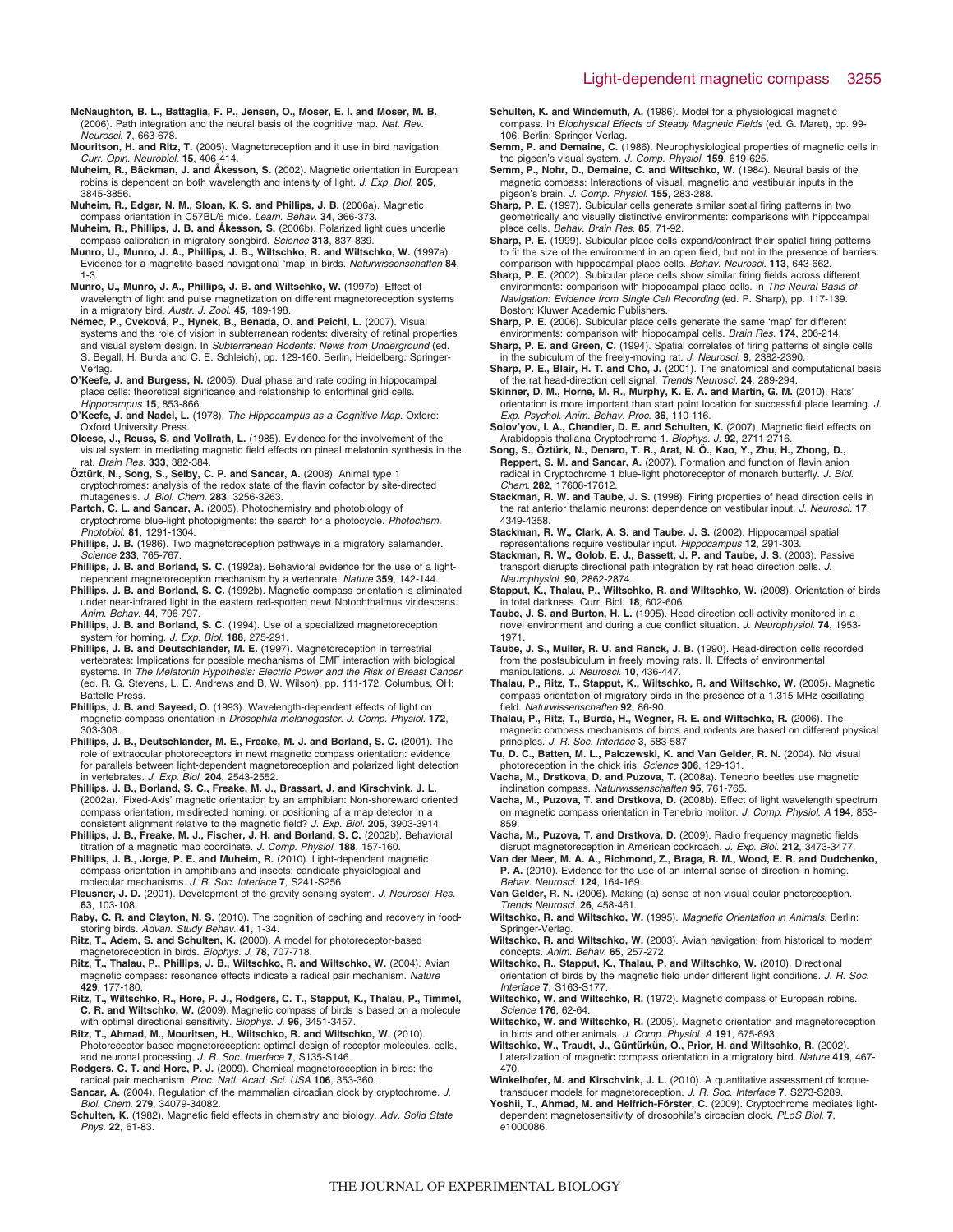**McNaughton, B. L., Battaglia, F. P., Jensen, O., Moser, E. I. and Moser, M. B.** (2006). Path integration and the neural basis of the cognitive map. *Nat. Rev. Neurosci.* **7**, 663-678.

**Mouritson, H. and Ritz, T.** (2005). Magnetoreception and it use in bird navigation. *Curr. Opin. Neurobiol.* **15**, 406-414.

**Muheim, R., Bäckman, J. and Åkesson, S.** (2002). Magnetic orientation in European robins is dependent on both wavelength and intensity of light. *J. Exp. Biol.* **205**, 3845-3856.

**Muheim, R., Edgar, N. M., Sloan, K. S. and Phillips, J. B.** (2006a). Magnetic compass orientation in C57BL/6 mice. *Learn. Behav.* **34**, 366-373.

**Muheim, R., Phillips, J. B. and Åkesson, S.** (2006b). Polarized light cues underlie compass calibration in migratory songbird. *Science* **313**, 837-839.

**Munro, U., Munro, J. A., Phillips, J. B., Wiltschko, R. and Wiltschko, W.** (1997a). Evidence for a magnetite-based navigational 'map' in birds. *Naturwissenschaften* **84**, 1-3.

**Munro, U., Munro, J. A., Phillips, J. B. and Wiltschko, W.** (1997b). Effect of wavelength of light and pulse magnetization on different magnetoreception systems in a migratory bird. *Austr. J. Zool.* **45**, 189-198.

**Němec, P., Cveková, P., Hynek, B., Benada, O. and Peichl, L.** (2007). Visual systems and the role of vision in subterranean rodents: diversity of retinal properties and visual system design. In *Subterranean Rodents: News from Underground* (ed. S. Begall, H. Burda and C. E. Schleich), pp. 129-160. Berlin, Heidelberg: Springer-Verlag.

**O'Keefe, J. and Burgess, N.** (2005). Dual phase and rate coding in hippocampal place cells: theoretical significance and relationship to entorhinal grid cells. *Hippocampus* **15**, 853-866.

**O'Keefe, J. and Nadel, L.** (1978). *The Hippocampus as a Cognitive Map*. Oxford: Oxford University Press.

**Olcese, J., Reuss, S. and Vollrath, L.** (1985). Evidence for the involvement of the visual system in mediating magnetic field effects on pineal melatonin synthesis in the rat. *Brain Res.* **333**, 382-384.

**Öztürk, N., Song, S., Selby, C. P. and Sancar, A.** (2008). Animal type 1 cryptochromes: analysis of the redox state of the flavin cofactor by site-directed mutagenesis. *J. Biol. Chem.* **283**, 3256-3263.

**Partch, C. L. and Sancar, A.** (2005). Photochemistry and photobiology of cryptochrome blue-light photopigments: the search for a photocycle. *Photochem. Photobiol.* **81**, 1291-1304.

**Phillips, J. B.** (1986). Two magnetoreception pathways in a migratory salamander. *Science* **233**, 765-767.

**Phillips, J. B. and Borland, S. C.** (1992a). Behavioral evidence for the use of a light-dependent magnetoreception mechanism by a vertebrate. *Nature* **359**, 142-144.

**Phillips, J. B. and Borland, S. C.** (1992b). Magnetic compass orientation is eliminated under near-infrared light in the eastern red-spotted newt Notophthalmus viridescens. *Anim. Behav.* **44**, 796-797.

**Phillips, J. B. and Borland, S. C.** (1994). Use of a specialized magnetoreception system for homing. *J. Exp. Biol.* **188**, 275-291.

**Phillips, J. B. and Deutschlander, M. E.** (1997). Magnetoreception in terrestrial vertebrates: Implications for possible mechanisms of EMF interaction with biological systems. In *The Melatonin Hypothesis: Electric Power and the Risk of Breast Cancer* (ed. R. G. Stevens, L. E. Andrews and B. W. Wilson), pp. 111-172. Columbus, OH: Battelle Press.

**Phillips, J. B. and Sayeed, O.** (1993). Wavelength-dependent effects of light on magnetic compass orientation in *Drosophila melanogaster*. *J. Comp. Physiol.* **172**, 303-308.

**Phillips, J. B., Deutschlander, M. E., Freake, M. J. and Borland, S. C.** (2001). The role of extraocular photoreceptors in newt magnetic compass orientation: evidence for parallels between light-dependent magnetoreception and polarized light detection in vertebrates. *J. Exp. Biol.* **204**, 2543-2552.

**Phillips, J. B., Borland, S. C., Freake, M. J., Brassart, J. and Kirschvink, J. L.** (2002a). 'Fixed-Axis' magnetic orientation by an amphibian: Non-shoreward oriented compass orientation, misdirected homing, or positioning of a map detector in a consistent alignment relative to the magnetic field? *J. Exp. Biol.* **205**, 3903-3914.

**Phillips, J. B., Freake, M. J., Fischer, J. H. and Borland, S. C.** (2002b). Behavioral titration of a magnetic map coordinate. *J. Comp. Physiol.* **188**, 157-160.

**Phillips, J. B., Jorge, P. E. and Muheim, R.** (2010). Light-dependent magnetic compass orientation in amphibians and insects: candidate physiological and molecular mechanisms. *J. R. Soc. Interface* **7**, S241-S256.

**Pleusner, J. D.** (2001). Development of the gravity sensing system. *J. Neurosci. Res.* **63**, 103-108.

**Raby, C. R. and Clayton, N. S.** (2010). The cognition of caching and recovery in food-storing birds. *Advan. Study Behav.* **41**, 1-34.

**Ritz, T., Adem, S. and Schulten, K.** (2000). A model for photoreceptor-based magnetoreception in birds. *Biophys. J.* **78**, 707-718.

**Ritz, T., Thalau, P., Phillips, J. B., Wiltschko, R. and Wiltschko, W.** (2004). Avian magnetic compass: resonance effects indicate a radical pair mechanism. *Nature* **429**, 177-180.

**Ritz, T., Wiltschko, R., Hore, P. J., Rodgers, C. T., Stapput, K., Thalau, P., Timmel, C. R. and Wiltschko, W.** (2009). Magnetic compass of birds is based on a molecule with optimal directional sensitivity. *Biophys. J.* **96**, 3451-3457.

**Ritz, T., Ahmad, M., Mouritsen, H., Wiltschko, R. and Wiltschko, W.** (2010). Photoreceptor-based magnetoreception: optimal design of receptor molecules, cells, and neuronal processing. *J. R. Soc. Interface* **7**, S135-S146.

**Rodgers, C. T. and Hore, P. J.** (2009). Chemical magnetoreception in birds: the radical pair mechanism. *Proc. Natl. Acad. Sci. USA* **106**, 353-360.

**Sancar, A.** (2004). Regulation of the mammalian circadian clock by cryptochrome. *J. Biol. Chem.* **279**, 34079-34082.

**Schulten, K.** (1982). Magnetic field effects in chemistry and biology. *Adv. Solid State Phys.* **22**, 61-83.

**Schulten, K. and Windemuth, A.** (1986). Model for a physiological magnetic compass. In *Biophysical Effects of Steady Magnetic Fields* (ed. G. Maret), pp. 99-106. Berlin: Springer Verlag.

**Semm, P. and Demaine, C.** (1986). Neurophysiological properties of magnetic cells in the pigeon's visual system. *J. Comp. Physiol.* **159**, 619-625.

**Semm, P., Nohr, D., Demaine, C. and Wiltschko, W.** (1984). Neural basis of the magnetic compass: Interactions of visual, magnetic and vestibular inputs in the pigeon's brain. *J. Comp. Physiol.* **155**, 283-288.

**Sharp, P. E.** (1997). Subicular cells generate similar spatial firing patterns in two geometrically and visually distinctive environments: comparisons with hippocampal place cells. *Behav. Brain Res.* **85**, 71-92.

**Sharp, P. E.** (1999). Subicular place cells expand/contract their spatial firing patterns to fit the size of the environment in an open field, but not in the presence of barriers: comparison with hippocampal place cells. *Behav. Neurosci.* **113**, 643-662.

**Sharp, P. E.** (2002). Subicular place cells show similar firing fields across different environments: comparison with hippocampal place cells. In *The Neural Basis of Navigation: Evidence from Single Cell Recording* (ed. P. Sharp), pp. 117-139. Boston: Kluwer Academic Publishers.

**Sharp, P. E.** (2006). Subicular place cells generate the same 'map' for different environments: comparison with hippocampal cells. *Brain Res.* **174**, 206-214.

**Sharp, P. E. and Green, C.** (1994). Spatial correlates of firing patterns of single cells in the subiculum of the freely-moving rat. *J. Neurosci.* **9**, 2382-2390.

**Sharp, P. E., Blair, H. T. and Cho, J.** (2001). The anatomical and computational basis of the rat head-direction cell signal. *Trends Neurosci.* **24**, 289-294.

**Skinner, D. M., Horne, M. R., Murphy, K. E. A. and Martin, G. M.** (2010). Rats' orientation is more important than start point location for successful place learning. *J. Exp. Psychol. Anim. Behav. Proc.* **36**, 110-116.

**Solov'yov, I. A., Chandler, D. E. and Schulten, K.** (2007). Magnetic field effects on Arabidopsis thaliana Cryptochrome-1. *Biophys. J.* **92**, 2711-2716.

**Song, S., Öztürk, N., Denaro, T. R., Arat, N. Ö., Kao, Y., Zhu, H., Zhong, D., Reppert, S. M. and Sancar, A.** (2007). Formation and function of flavin anion radical in Cryptochrome 1 blue-light photoreceptor of monarch butterfly. *J. Biol. Chem.* **282**, 17608-17612.

**Stackman, R. W. and Taube, J. S.** (1998). Firing properties of head direction cells in the rat anterior thalamic nucleus: dependence on vestibular input. *J. Neurosci.* **17**, 4349-4358.

**Stackman, R. W., Clark, A. S. and Taube, J. S.** (2002). Hippocampal spatial representations require vestibular input. *Hippocampus* **12**, 291-303.

**Stackman, R. W., Golob, E. J., Bassett, J. P. and Taube, J. S.** (2003). Passive transport disrupts directional path integration by rat head direction cells. *J. Neurophysiol.* **90**, 2862-2874.

**Stapput, K., Thalau, P., Wiltschko, R. and Wiltschko, W.** (2008). Orientation of birds in total darkness. Curr. Biol. **18**, 602-606.

**Taube, J. S. and Burton, H. L.** (1995). Head direction cell activity monitored in a novel environment and during a cue conflict situation. *J. Neurophysiol.* **74**, 1953-1971.

**Taube, J. S., Muller, R. U. and Ranck, J. B.** (1990). Head-direction cells recorded from the postsubiculum in freely moving rats. II. Effects of environmental manipulations. *J. Neurosci.* **10**, 436-447.

**Thalau, P., Ritz, T., Stapput, K., Wiltschko, R. and Wiltschko, W.** (2005). Magnetic compass orientation of migratory birds in the presence of a 1.315 MHz oscillating field. *Naturwissenschaften* **92**, 86-90.

**Thalau, P., Ritz, T., Burda, H., Wegner, R. E. and Wiltschko, R.** (2006). The magnetic compass mechanisms of birds and rodents are based on different physical principles. *J. R. Soc. Interface* **3**, 583-587.

**Tu, D. C., Batten, M. L., Palczewski, K. and Van Gelder, R. N.** (2004). No visual photoreception in the chick iris. *Science* **306**, 129-131.

**Vacha, M., Drstkova, D. and Puzova, T.** (2008a). Tenebrio beetles use magnetic inclination compass. *Naturwissenschaften* **95**, 761-765.

**Vacha, M., Puzova, T. and Drstkova, D.** (2008b). Effect of light wavelength spectrum on magnetic compass orientation in Tenebrio molitor. *J. Comp. Physiol. A* **194**, 853-859.

**Vacha, M., Puzova, T. and Drstkova, D.** (2009). Radio frequency magnetic fields disrupt magnetoreception in American cockroach. *J. Exp. Biol.* **212**, 3473-3477.

**Van der Meer, M. A. A., Richmond, Z., Braga, R. M., Wood, E. R. and Dudchenko, P. A.** (2010). Evidence for the use of an internal sense of direction in homing. *Behav. Neurosci.* **124**, 164-169.

**Van Gelder, R. N.** (2006). Making (a) sense of non-visual ocular photoreception. *Trends Neurosci.* **26**, 458-461.

**Wiltschko, R. and Wiltschko, W.** (1995). *Magnetic Orientation in Animals*. Berlin: Springer-Verlag.

**Wiltschko, R. and Wiltschko, W.** (2003). Avian navigation: from historical to modern concepts. *Anim. Behav.* **65**, 257-272.

**Wiltschko, R., Stapput, K., Thalau, P. and Wiltschko, W.** (2010). Directional orientation of birds by the magnetic field under different light conditions. *J. R. Soc. Interface* **7**, S163-S177.

**Wiltschko, W. and Wiltschko, R.** (1972). Magnetic compass of European robins. *Science* **176**, 62-64.

**Wiltschko, W. and Wiltschko, R.** (2005). Magnetic orientation and magnetoreception in birds and other animals. *J. Comp. Physiol. A* **191**, 675-693.

**Wiltschko, W., Traudt, J., Güntürkün, O., Prior, H. and Wiltschko, R.** (2002). Lateralization of magnetic compass orientation in a migratory bird. *Nature* **419**, 467-470.

**Winkelhofer, M. and Kirschvink, J. L.** (2010). A quantitative assessment of torque-transducer models for magnetoreception. *J. R. Soc. Interface* **7**, S273-S289.

**Yoshii, T., Ahmad, M. and Helfrich-Förster, C.** (2009). Cryptochrome mediates light-dependent magnetosensitivity of drosophila's circadian clock. *PLoS Biol.* **7**, e1000086.